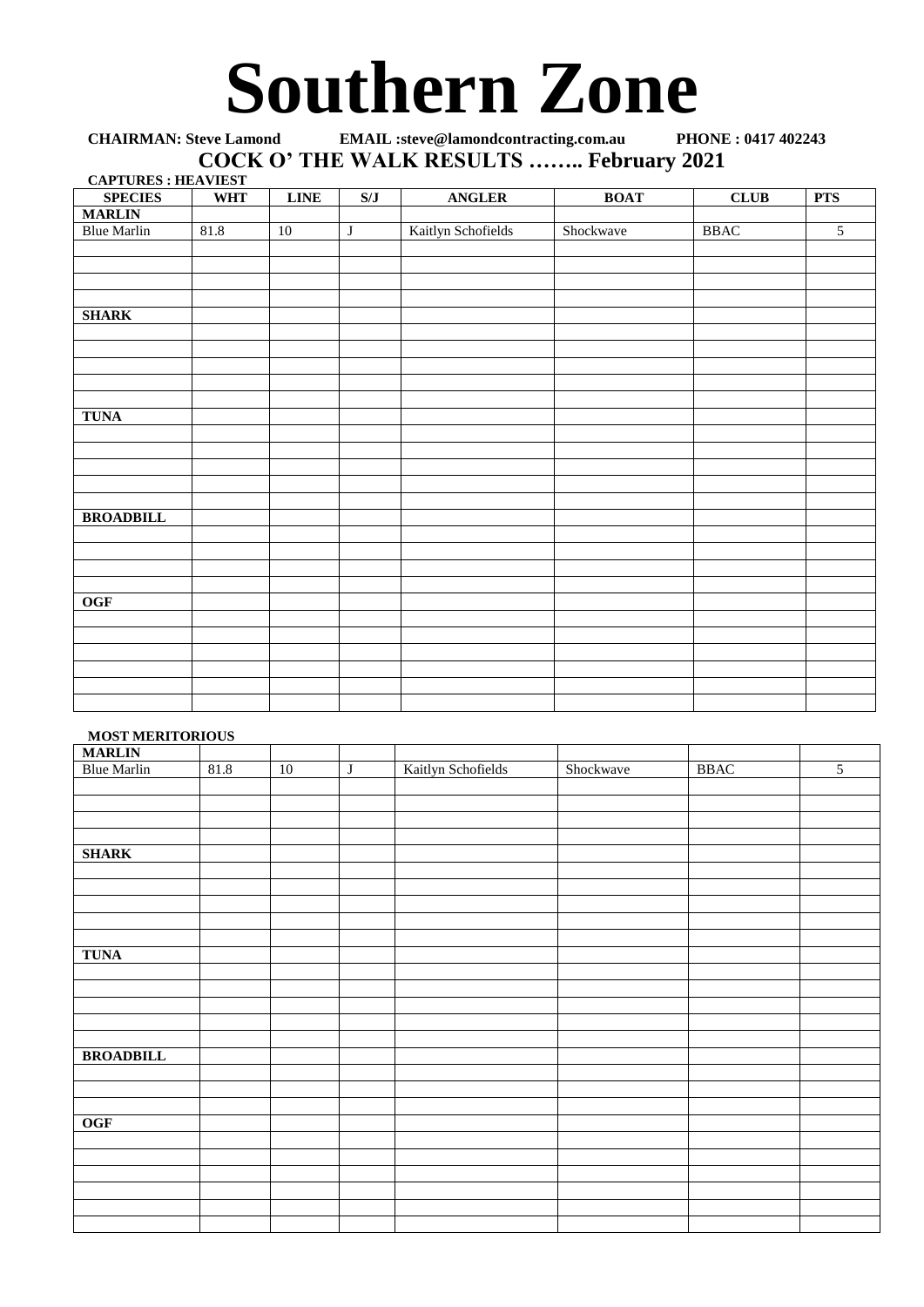# Southern Zone

**CHAIRMAN: Steve Lamond EMAIL :steve@lamondcontracting.com.au PHONE : 0417 402243**

## COCK O' THE WALK RESULTS …….. February 2021

**CAPTURES : HEAVIEST**

| SPECIES | WHT | LINE | S/J | ANGLER | BOAT | CLUB | PTS |
|---|---|---|---|---|---|---|---|
| **MARLIN** | | | | | | | |
| Blue Marlin | 81.8 | 10 | J | Kaitlyn Schofields | Shockwave | BBAC | 5 |
| | | | | | | | |
| | | | | | | | |
| | | | | | | | |
| | | | | | | | |
| **SHARK** | | | | | | | |
| | | | | | | | |
| | | | | | | | |
| | | | | | | | |
| | | | | | | | |
| | | | | | | | |
| **TUNA** | | | | | | | |
| | | | | | | | |
| | | | | | | | |
| | | | | | | | |
| | | | | | | | |
| | | | | | | | |
| **BROADBILL** | | | | | | | |
| | | | | | | | |
| | | | | | | | |
| | | | | | | | |
| | | | | | | | |
| **OGF** | | | | | | | |
| | | | | | | | |
| | | | | | | | |
| | | | | | | | |
| | | | | | | | |
| | | | | | | | |
| | | | | | | | |

**MOST MERITORIOUS**

| | | | | | | | |
|---|---|---|---|---|---|---|---|
| **MARLIN** | | | | | | | |
| Blue Marlin | 81.8 | 10 | J | Kaitlyn Schofields | Shockwave | BBAC | 5 |
| | | | | | | | |
| | | | | | | | |
| | | | | | | | |
| | | | | | | | |
| **SHARK** | | | | | | | |
| | | | | | | | |
| | | | | | | | |
| | | | | | | | |
| | | | | | | | |
| | | | | | | | |
| **TUNA** | | | | | | | |
| | | | | | | | |
| | | | | | | | |
| | | | | | | | |
| | | | | | | | |
| | | | | | | | |
| **BROADBILL** | | | | | | | |
| | | | | | | | |
| | | | | | | | |
| | | | | | | | |
| **OGF** | | | | | | | |
| | | | | | | | |
| | | | | | | | |
| | | | | | | | |
| | | | | | | | |
| | | | | | | | |
| | | | | | | | |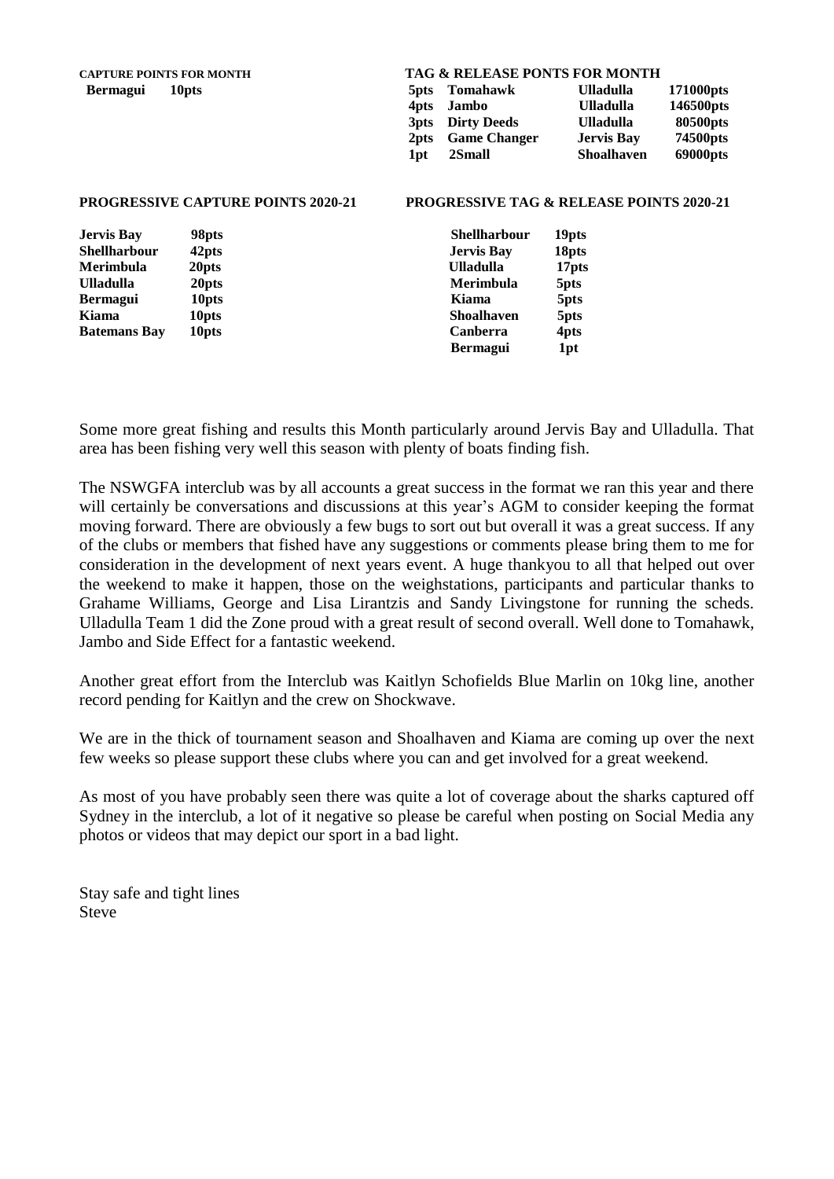**CAPTURE POINTS FOR MONTH**

| | |
|---|---|
| Bermagui | 10pts |

**TAG & RELEASE PONTS FOR MONTH**

| | | | |
|---|---|---|---|
| 5pts | Tomahawk | Ulladulla | 171000pts |
| 4pts | Jambo | Ulladulla | 146500pts |
| 3pts | Dirty Deeds | Ulladulla | 80500pts |
| 2pts | Game Changer | Jervis Bay | 74500pts |
| 1pt | 2Small | Shoalhaven | 69000pts |

**PROGRESSIVE CAPTURE POINTS 2020-21**

| | |
|---|---|
| Jervis Bay | 98pts |
| Shellharbour | 42pts |
| Merimbula | 20pts |
| Ulladulla | 20pts |
| Bermagui | 10pts |
| Kiama | 10pts |
| Batemans Bay | 10pts |

**PROGRESSIVE TAG & RELEASE POINTS 2020-21**

| | |
|---|---|
| Shellharbour | 19pts |
| Jervis Bay | 18pts |
| Ulladulla | 17pts |
| Merimbula | 5pts |
| Kiama | 5pts |
| Shoalhaven | 5pts |
| Canberra | 4pts |
| Bermagui | 1pt |

Some more great fishing and results this Month particularly around Jervis Bay and Ulladulla. That area has been fishing very well this season with plenty of boats finding fish.

The NSWGFA interclub was by all accounts a great success in the format we ran this year and there will certainly be conversations and discussions at this year's AGM to consider keeping the format moving forward. There are obviously a few bugs to sort out but overall it was a great success. If any of the clubs or members that fished have any suggestions or comments please bring them to me for consideration in the development of next years event. A huge thankyou to all that helped out over the weekend to make it happen, those on the weighstations, participants and particular thanks to Grahame Williams, George and Lisa Lirantzis and Sandy Livingstone for running the scheds. Ulladulla Team 1 did the Zone proud with a great result of second overall. Well done to Tomahawk, Jambo and Side Effect for a fantastic weekend.

Another great effort from the Interclub was Kaitlyn Schofields Blue Marlin on 10kg line, another record pending for Kaitlyn and the crew on Shockwave.

We are in the thick of tournament season and Shoalhaven and Kiama are coming up over the next few weeks so please support these clubs where you can and get involved for a great weekend.

As most of you have probably seen there was quite a lot of coverage about the sharks captured off Sydney in the interclub, a lot of it negative so please be careful when posting on Social Media any photos or videos that may depict our sport in a bad light.

Stay safe and tight lines
Steve